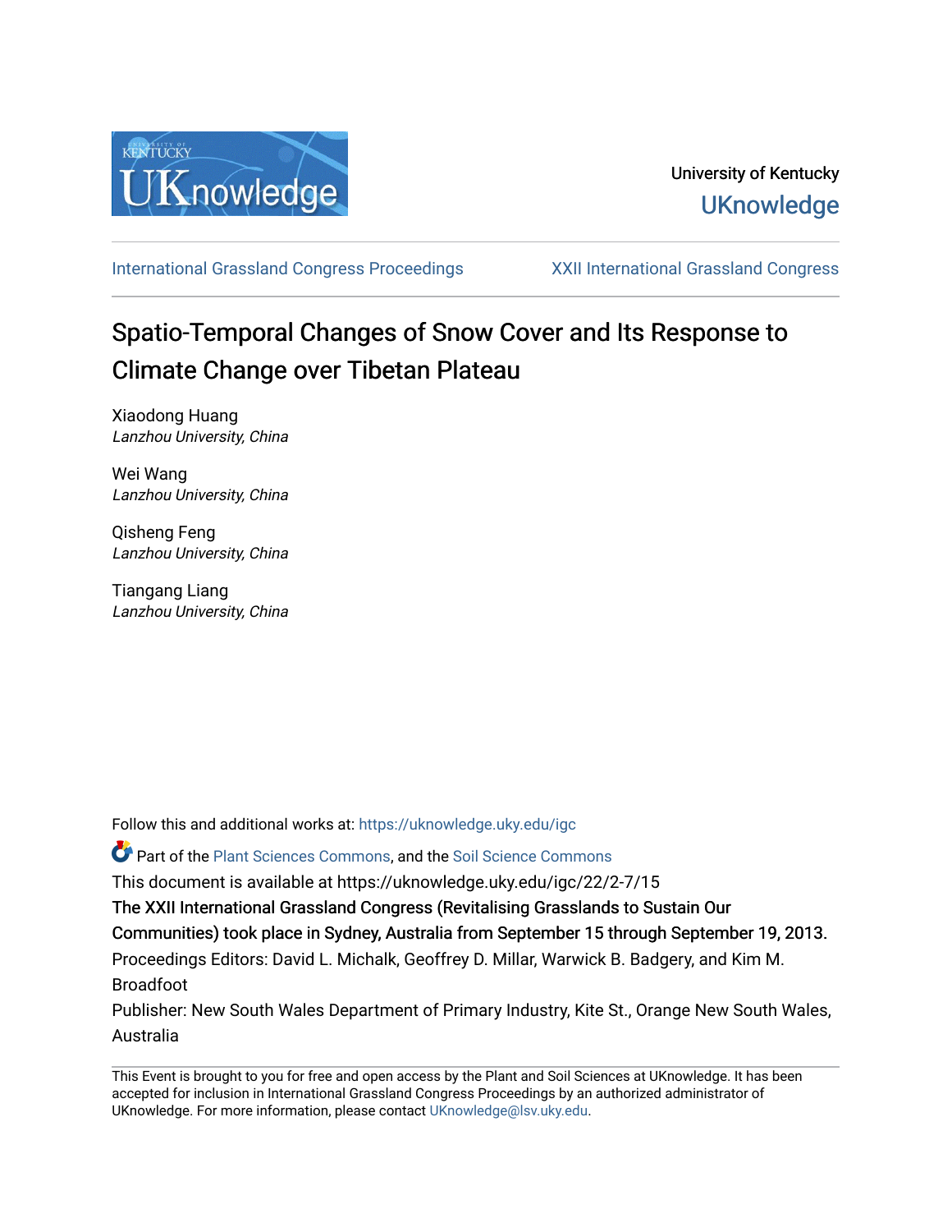University of Kentucky

UKnowledge

International Grassland Congress Proceedings

XXII International Grassland Congress

# Spatio-Temporal Changes of Snow Cover and Its Response to Climate Change over Tibetan Plateau

Xiaodong Huang
*Lanzhou University, China*

Wei Wang
*Lanzhou University, China*

Qisheng Feng
*Lanzhou University, China*

Tiangang Liang
*Lanzhou University, China*

Follow this and additional works at: https://uknowledge.uky.edu/igc

Part of the Plant Sciences Commons, and the Soil Science Commons

This document is available at https://uknowledge.uky.edu/igc/22/2-7/15

The XXII International Grassland Congress (Revitalising Grasslands to Sustain Our Communities) took place in Sydney, Australia from September 15 through September 19, 2013.

Proceedings Editors: David L. Michalk, Geoffrey D. Millar, Warwick B. Badgery, and Kim M. Broadfoot

Publisher: New South Wales Department of Primary Industry, Kite St., Orange New South Wales, Australia

This Event is brought to you for free and open access by the Plant and Soil Sciences at UKnowledge. It has been accepted for inclusion in International Grassland Congress Proceedings by an authorized administrator of UKnowledge. For more information, please contact UKnowledge@lsv.uky.edu.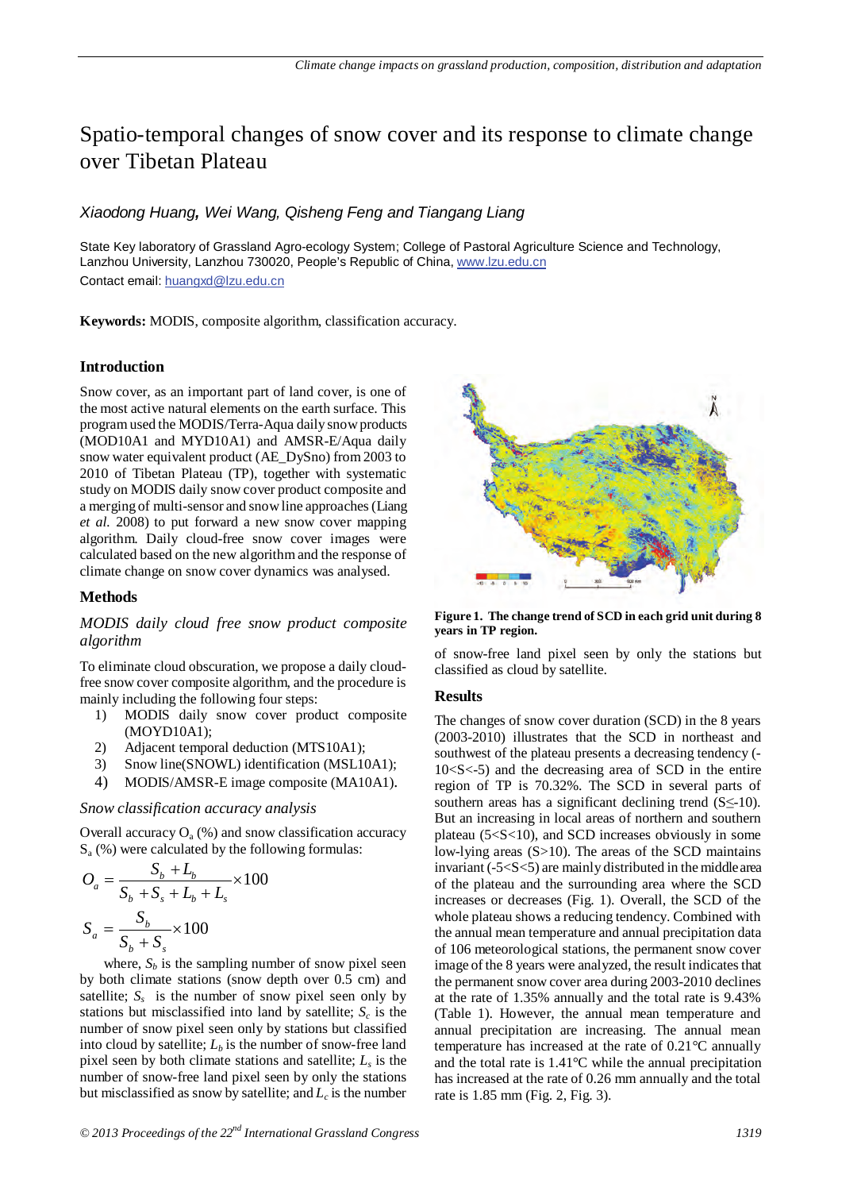# Spatio-temporal changes of snow cover and its response to climate change over Tibetan Plateau

*Xiaodong Huang, Wei Wang, Qisheng Feng and Tiangang Liang*

State Key laboratory of Grassland Agro-ecology System; College of Pastoral Agriculture Science and Technology, Lanzhou University, Lanzhou 730020, People's Republic of China, www.lzu.edu.cn
Contact email: huangxd@lzu.edu.cn

**Keywords:** MODIS, composite algorithm, classification accuracy.

## Introduction

Snow cover, as an important part of land cover, is one of the most active natural elements on the earth surface. This program used the MODIS/Terra-Aqua daily snow products (MOD10A1 and MYD10A1) and AMSR-E/Aqua daily snow water equivalent product (AE_DySno) from 2003 to 2010 of Tibetan Plateau (TP), together with systematic study on MODIS daily snow cover product composite and a merging of multi-sensor and snow line approaches (Liang *et al.* 2008) to put forward a new snow cover mapping algorithm. Daily cloud-free snow cover images were calculated based on the new algorithm and the response of climate change on snow cover dynamics was analysed.

## Methods

### *MODIS daily cloud free snow product composite algorithm*

To eliminate cloud obscuration, we propose a daily cloud-free snow cover composite algorithm, and the procedure is mainly including the following four steps:

1) MODIS daily snow cover product composite (MOYD10A1);
2) Adjacent temporal deduction (MTS10A1);
3) Snow line(SNOWL) identification (MSL10A1);
4) MODIS/AMSR-E image composite (MA10A1).

### *Snow classification accuracy analysis*

Overall accuracy $O_a$ (%) and snow classification accuracy $S_a$ (%) were calculated by the following formulas:

$$O_a = \frac{S_b + L_b}{S_b + S_s + L_b + L_s} \times 100$$

$$S_a = \frac{S_b}{S_b + S_s} \times 100$$

where, $S_b$ is the sampling number of snow pixel seen by both climate stations (snow depth over 0.5 cm) and satellite; $S_s$ is the number of snow pixel seen only by stations but misclassified into land by satellite; $S_c$ is the number of snow pixel seen only by stations but classified into cloud by satellite; $L_b$ is the number of snow-free land pixel seen by both climate stations and satellite; $L_s$ is the number of snow-free land pixel seen by only the stations but misclassified as snow by satellite; and $L_c$ is the number of snow-free land pixel seen by only the stations but classified as cloud by satellite.

**Figure 1. The change trend of SCD in each grid unit during 8 years in TP region.**

## Results

The changes of snow cover duration (SCD) in the 8 years (2003-2010) illustrates that the SCD in northeast and southwest of the plateau presents a decreasing tendency ($-10<S<-5$) and the decreasing area of SCD in the entire region of TP is 70.32%. The SCD in several parts of southern areas has a significant declining trend ($S \leq -10$). But an increasing in local areas of northern and southern plateau ($5<S<10$), and SCD increases obviously in some low-lying areas ($S>10$). The areas of the SCD maintains invariant ($-5<S<5$) are mainly distributed in the middle area of the plateau and the surrounding area where the SCD increases or decreases (Fig. 1). Overall, the SCD of the whole plateau shows a reducing tendency. Combined with the annual mean temperature and annual precipitation data of 106 meteorological stations, the permanent snow cover image of the 8 years were analyzed, the result indicates that the permanent snow cover area during 2003-2010 declines at the rate of 1.35% annually and the total rate is 9.43% (Table 1). However, the annual mean temperature and annual precipitation are increasing. The annual mean temperature has increased at the rate of 0.21°C annually and the total rate is 1.41°C while the annual precipitation has increased at the rate of 0.26 mm annually and the total rate is 1.85 mm (Fig. 2, Fig. 3).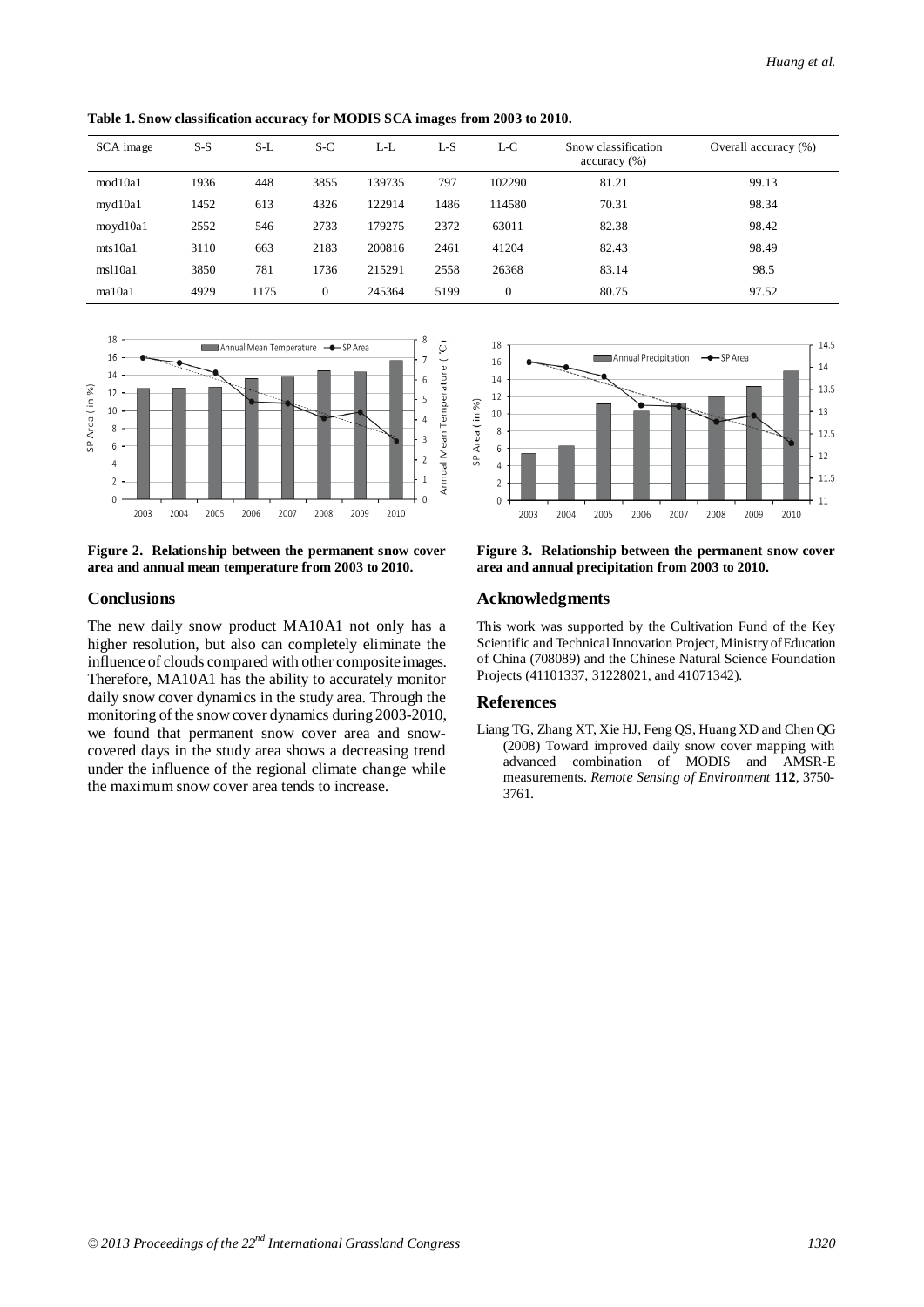**Table 1. Snow classification accuracy for MODIS SCA images from 2003 to 2010.**

| SCA image | S-S | S-L | S-C | L-L | L-S | L-C | Snow classification accuracy (%) | Overall accuracy (%) |
|---|---|---|---|---|---|---|---|---|
| mod10a1 | 1936 | 448 | 3855 | 139735 | 797 | 102290 | 81.21 | 99.13 |
| myd10a1 | 1452 | 613 | 4326 | 122914 | 1486 | 114580 | 70.31 | 98.34 |
| moyd10a1 | 2552 | 546 | 2733 | 179275 | 2372 | 63011 | 82.38 | 98.42 |
| mts10a1 | 3110 | 663 | 2183 | 200816 | 2461 | 41204 | 82.43 | 98.49 |
| msl10a1 | 3850 | 781 | 1736 | 215291 | 2558 | 26368 | 83.14 | 98.5 |
| ma10a1 | 4929 | 1175 | 0 | 245364 | 5199 | 0 | 80.75 | 97.52 |

Annual Mean Temperature
SP Area
SP Area ( in %)
Annual Mean Temperature (℃)
0 2 4 6 8 10 12 14 16 18
0 1 2 3 4 5 6 7 8
2003 2004 2005 2006 2007 2008 2009 2010

**Figure 2. Relationship between the permanent snow cover area and annual mean temperature from 2003 to 2010.**

Annual Precipitation
SP Area
SP Area ( in %)
0 2 4 6 8 10 12 14 16 18
11 11.5 12 12.5 13 13.5 14 14.5
2003 2004 2005 2006 2007 2008 2009 2010

**Figure 3. Relationship between the permanent snow cover area and annual precipitation from 2003 to 2010.**

## Conclusions

The new daily snow product MA10A1 not only has a higher resolution, but also can completely eliminate the influence of clouds compared with other composite images. Therefore, MA10A1 has the ability to accurately monitor daily snow cover dynamics in the study area. Through the monitoring of the snow cover dynamics during 2003-2010, we found that permanent snow cover area and snow-covered days in the study area shows a decreasing trend under the influence of the regional climate change while the maximum snow cover area tends to increase.

## Acknowledgments

This work was supported by the Cultivation Fund of the Key Scientific and Technical Innovation Project, Ministry of Education of China (708089) and the Chinese Natural Science Foundation Projects (41101337, 31228021, and 41071342).

## References

Liang TG, Zhang XT, Xie HJ, Feng QS, Huang XD and Chen QG (2008) Toward improved daily snow cover mapping with advanced combination of MODIS and AMSR-E measurements. *Remote Sensing of Environment* **112**, 3750-3761.